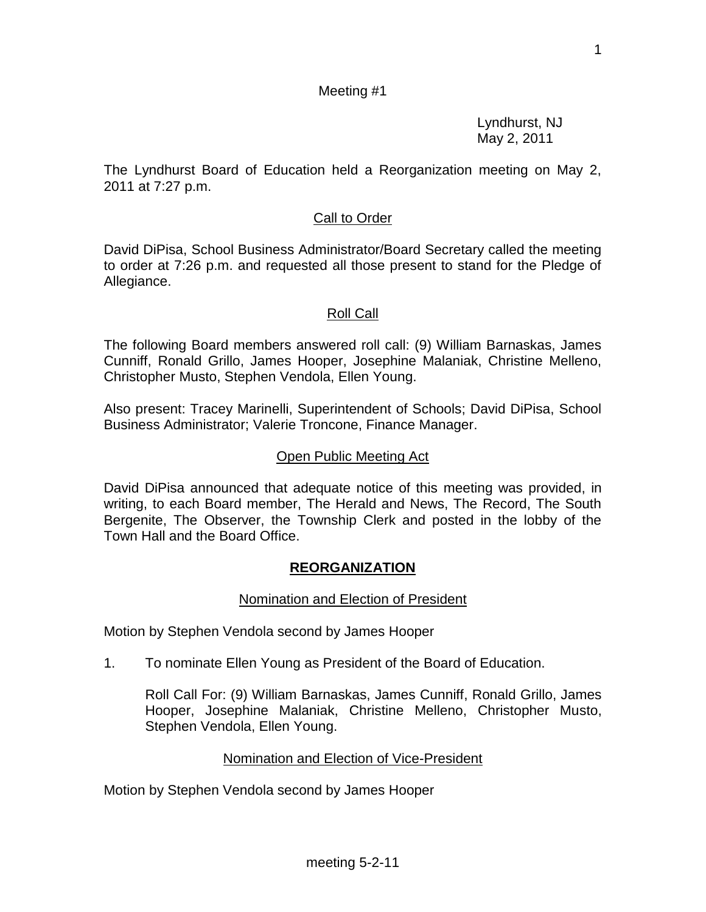Meeting #1

Lyndhurst, NJ
May 2, 2011

The Lyndhurst Board of Education held a Reorganization meeting on May 2, 2011 at 7:27 p.m.

## Call to Order

David DiPisa, School Business Administrator/Board Secretary called the meeting to order at 7:26 p.m. and requested all those present to stand for the Pledge of Allegiance.

## Roll Call

The following Board members answered roll call: (9) William Barnaskas, James Cunniff, Ronald Grillo, James Hooper, Josephine Malaniak, Christine Melleno, Christopher Musto, Stephen Vendola, Ellen Young.

Also present: Tracey Marinelli, Superintendent of Schools; David DiPisa, School Business Administrator; Valerie Troncone, Finance Manager.

## Open Public Meeting Act

David DiPisa announced that adequate notice of this meeting was provided, in writing, to each Board member, The Herald and News, The Record, The South Bergenite, The Observer, the Township Clerk and posted in the lobby of the Town Hall and the Board Office.

# REORGANIZATION

## Nomination and Election of President

Motion by Stephen Vendola second by James Hooper

1. To nominate Ellen Young as President of the Board of Education.

   Roll Call For: (9) William Barnaskas, James Cunniff, Ronald Grillo, James Hooper, Josephine Malaniak, Christine Melleno, Christopher Musto, Stephen Vendola, Ellen Young.

## Nomination and Election of Vice-President

Motion by Stephen Vendola second by James Hooper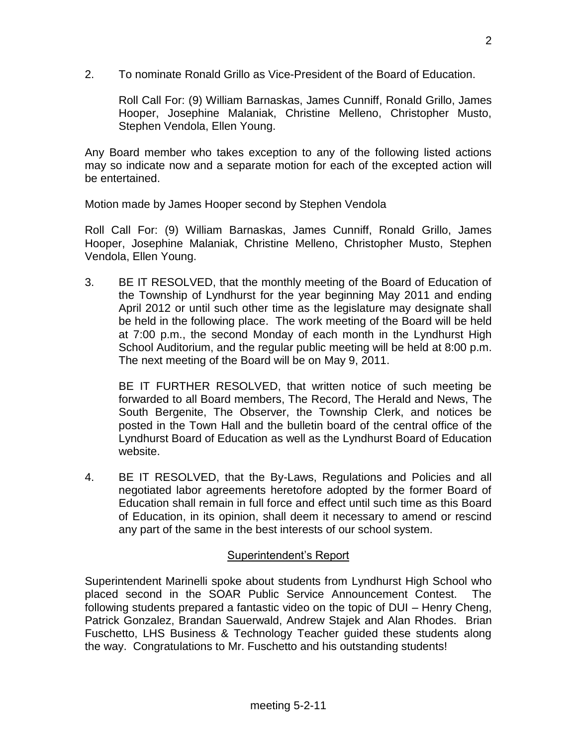2. To nominate Ronald Grillo as Vice-President of the Board of Education.

   Roll Call For: (9) William Barnaskas, James Cunniff, Ronald Grillo, James Hooper, Josephine Malaniak, Christine Melleno, Christopher Musto, Stephen Vendola, Ellen Young.

Any Board member who takes exception to any of the following listed actions may so indicate now and a separate motion for each of the excepted action will be entertained.

Motion made by James Hooper second by Stephen Vendola

Roll Call For: (9) William Barnaskas, James Cunniff, Ronald Grillo, James Hooper, Josephine Malaniak, Christine Melleno, Christopher Musto, Stephen Vendola, Ellen Young.

3. BE IT RESOLVED, that the monthly meeting of the Board of Education of the Township of Lyndhurst for the year beginning May 2011 and ending April 2012 or until such other time as the legislature may designate shall be held in the following place. The work meeting of the Board will be held at 7:00 p.m., the second Monday of each month in the Lyndhurst High School Auditorium, and the regular public meeting will be held at 8:00 p.m. The next meeting of the Board will be on May 9, 2011.

   BE IT FURTHER RESOLVED, that written notice of such meeting be forwarded to all Board members, The Record, The Herald and News, The South Bergenite, The Observer, the Township Clerk, and notices be posted in the Town Hall and the bulletin board of the central office of the Lyndhurst Board of Education as well as the Lyndhurst Board of Education website.

4. BE IT RESOLVED, that the By-Laws, Regulations and Policies and all negotiated labor agreements heretofore adopted by the former Board of Education shall remain in full force and effect until such time as this Board of Education, in its opinion, shall deem it necessary to amend or rescind any part of the same in the best interests of our school system.

## Superintendent's Report

Superintendent Marinelli spoke about students from Lyndhurst High School who placed second in the SOAR Public Service Announcement Contest. The following students prepared a fantastic video on the topic of DUI – Henry Cheng, Patrick Gonzalez, Brandan Sauerwald, Andrew Stajek and Alan Rhodes. Brian Fuschetto, LHS Business & Technology Teacher guided these students along the way. Congratulations to Mr. Fuschetto and his outstanding students!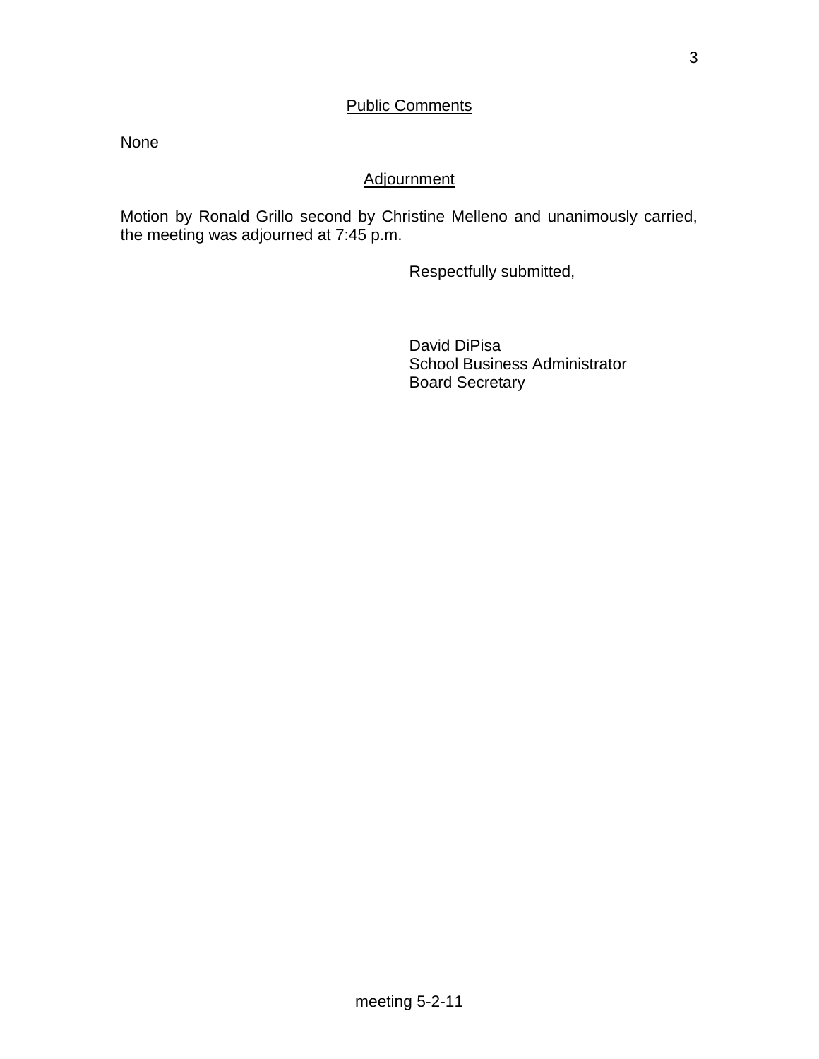## Public Comments

None

## Adjournment

Motion by Ronald Grillo second by Christine Melleno and unanimously carried, the meeting was adjourned at 7:45 p.m.

Respectfully submitted,

David DiPisa
School Business Administrator
Board Secretary